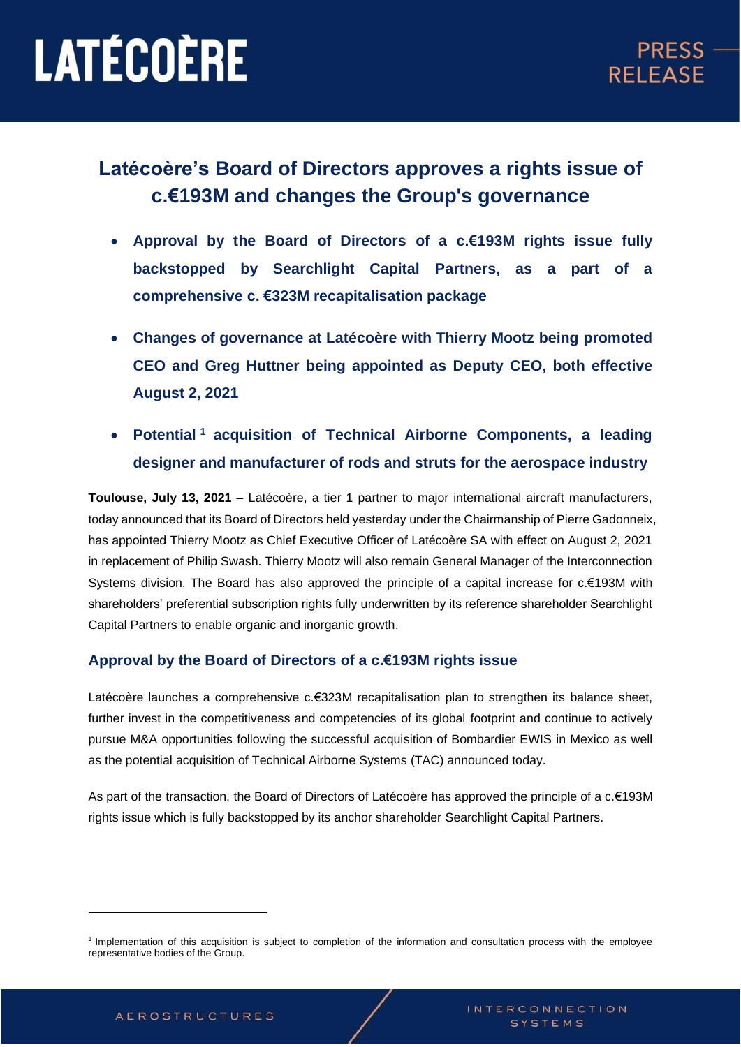# Latécoère's Board of Directors approves a rights issue of c.€193M and changes the Group's governance

- **Approval by the Board of Directors of a c.€193M rights issue fully backstopped by Searchlight Capital Partners, as a part of a comprehensive c. €323M recapitalisation package**
- **Changes of governance at Latécoère with Thierry Mootz being promoted CEO and Greg Huttner being appointed as Deputy CEO, both effective August 2, 2021**
- **Potential [1] acquisition of Technical Airborne Components, a leading designer and manufacturer of rods and struts for the aerospace industry**

**Toulouse, July 13, 2021** – Latécoère, a tier 1 partner to major international aircraft manufacturers, today announced that its Board of Directors held yesterday under the Chairmanship of Pierre Gadonneix, has appointed Thierry Mootz as Chief Executive Officer of Latécoère SA with effect on August 2, 2021 in replacement of Philip Swash. Thierry Mootz will also remain General Manager of the Interconnection Systems division. The Board has also approved the principle of a capital increase for c.€193M with shareholders' preferential subscription rights fully underwritten by its reference shareholder Searchlight Capital Partners to enable organic and inorganic growth.

## Approval by the Board of Directors of a c.€193M rights issue

Latécoère launches a comprehensive c.€323M recapitalisation plan to strengthen its balance sheet, further invest in the competitiveness and competencies of its global footprint and continue to actively pursue M&A opportunities following the successful acquisition of Bombardier EWIS in Mexico as well as the potential acquisition of Technical Airborne Systems (TAC) announced today.

As part of the transaction, the Board of Directors of Latécoère has approved the principle of a c.€193M rights issue which is fully backstopped by its anchor shareholder Searchlight Capital Partners.

---

[1] Implementation of this acquisition is subject to completion of the information and consultation process with the employee representative bodies of the Group.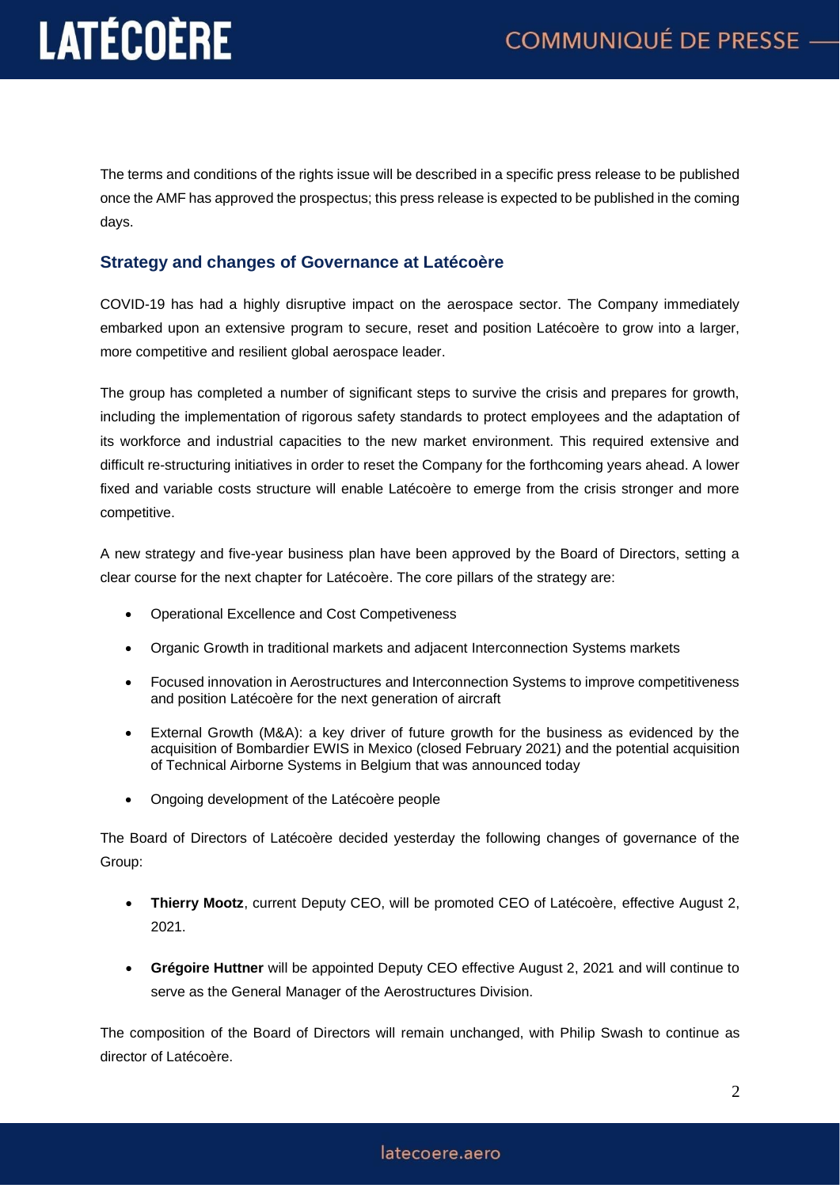The terms and conditions of the rights issue will be described in a specific press release to be published once the AMF has approved the prospectus; this press release is expected to be published in the coming days.

## Strategy and changes of Governance at Latécoère

COVID-19 has had a highly disruptive impact on the aerospace sector. The Company immediately embarked upon an extensive program to secure, reset and position Latécoère to grow into a larger, more competitive and resilient global aerospace leader.

The group has completed a number of significant steps to survive the crisis and prepares for growth, including the implementation of rigorous safety standards to protect employees and the adaptation of its workforce and industrial capacities to the new market environment. This required extensive and difficult re-structuring initiatives in order to reset the Company for the forthcoming years ahead. A lower fixed and variable costs structure will enable Latécoère to emerge from the crisis stronger and more competitive.

A new strategy and five-year business plan have been approved by the Board of Directors, setting a clear course for the next chapter for Latécoère. The core pillars of the strategy are:

- Operational Excellence and Cost Competiveness
- Organic Growth in traditional markets and adjacent Interconnection Systems markets
- Focused innovation in Aerostructures and Interconnection Systems to improve competitiveness and position Latécoère for the next generation of aircraft
- External Growth (M&A): a key driver of future growth for the business as evidenced by the acquisition of Bombardier EWIS in Mexico (closed February 2021) and the potential acquisition of Technical Airborne Systems in Belgium that was announced today
- Ongoing development of the Latécoère people

The Board of Directors of Latécoère decided yesterday the following changes of governance of the Group:

- **Thierry Mootz**, current Deputy CEO, will be promoted CEO of Latécoère, effective August 2, 2021.
- **Grégoire Huttner** will be appointed Deputy CEO effective August 2, 2021 and will continue to serve as the General Manager of the Aerostructures Division.

The composition of the Board of Directors will remain unchanged, with Philip Swash to continue as director of Latécoère.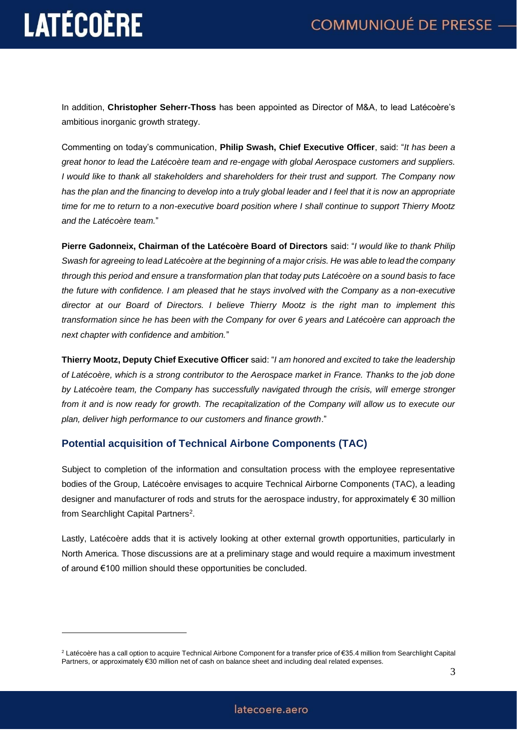In addition, **Christopher Seherr-Thoss** has been appointed as Director of M&A, to lead Latécoère's ambitious inorganic growth strategy.

Commenting on today's communication, **Philip Swash, Chief Executive Officer**, said: "*It has been a great honor to lead the Latécoère team and re-engage with global Aerospace customers and suppliers. I would like to thank all stakeholders and shareholders for their trust and support. The Company now has the plan and the financing to develop into a truly global leader and I feel that it is now an appropriate time for me to return to a non-executive board position where I shall continue to support Thierry Mootz and the Latécoère team.*"

**Pierre Gadonneix, Chairman of the Latécoère Board of Directors** said: "*I would like to thank Philip Swash for agreeing to lead Latécoère at the beginning of a major crisis. He was able to lead the company through this period and ensure a transformation plan that today puts Latécoère on a sound basis to face the future with confidence. I am pleased that he stays involved with the Company as a non-executive director at our Board of Directors. I believe Thierry Mootz is the right man to implement this transformation since he has been with the Company for over 6 years and Latécoère can approach the next chapter with confidence and ambition.*"

**Thierry Mootz, Deputy Chief Executive Officer** said: "*I am honored and excited to take the leadership of Latécoère, which is a strong contributor to the Aerospace market in France. Thanks to the job done by Latécoère team, the Company has successfully navigated through the crisis, will emerge stronger from it and is now ready for growth. The recapitalization of the Company will allow us to execute our plan, deliver high performance to our customers and finance growth*."

## Potential acquisition of Technical Airbone Components (TAC)

Subject to completion of the information and consultation process with the employee representative bodies of the Group, Latécoère envisages to acquire Technical Airborne Components (TAC), a leading designer and manufacturer of rods and struts for the aerospace industry, for approximately € 30 million from Searchlight Capital Partners[2].

Lastly, Latécoère adds that it is actively looking at other external growth opportunities, particularly in North America. Those discussions are at a preliminary stage and would require a maximum investment of around €100 million should these opportunities be concluded.

---

[2] Latécoère has a call option to acquire Technical Airbone Component for a transfer price of €35.4 million from Searchlight Capital Partners, or approximately €30 million net of cash on balance sheet and including deal related expenses.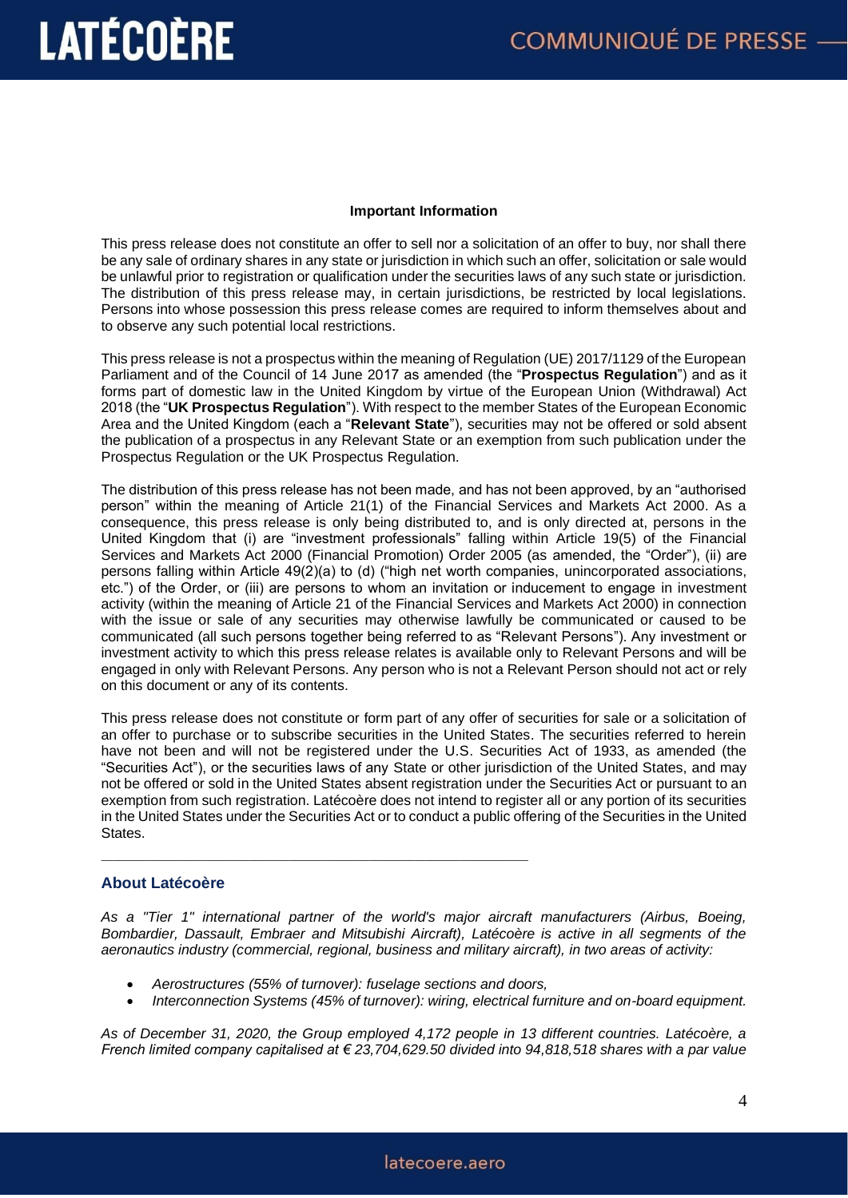**Important Information**

This press release does not constitute an offer to sell nor a solicitation of an offer to buy, nor shall there be any sale of ordinary shares in any state or jurisdiction in which such an offer, solicitation or sale would be unlawful prior to registration or qualification under the securities laws of any such state or jurisdiction. The distribution of this press release may, in certain jurisdictions, be restricted by local legislations. Persons into whose possession this press release comes are required to inform themselves about and to observe any such potential local restrictions.

This press release is not a prospectus within the meaning of Regulation (UE) 2017/1129 of the European Parliament and of the Council of 14 June 2017 as amended (the "**Prospectus Regulation**") and as it forms part of domestic law in the United Kingdom by virtue of the European Union (Withdrawal) Act 2018 (the "**UK Prospectus Regulation**"). With respect to the member States of the European Economic Area and the United Kingdom (each a "**Relevant State**"), securities may not be offered or sold absent the publication of a prospectus in any Relevant State or an exemption from such publication under the Prospectus Regulation or the UK Prospectus Regulation.

The distribution of this press release has not been made, and has not been approved, by an "authorised person" within the meaning of Article 21(1) of the Financial Services and Markets Act 2000. As a consequence, this press release is only being distributed to, and is only directed at, persons in the United Kingdom that (i) are "investment professionals" falling within Article 19(5) of the Financial Services and Markets Act 2000 (Financial Promotion) Order 2005 (as amended, the "Order"), (ii) are persons falling within Article 49(2)(a) to (d) ("high net worth companies, unincorporated associations, etc.") of the Order, or (iii) are persons to whom an invitation or inducement to engage in investment activity (within the meaning of Article 21 of the Financial Services and Markets Act 2000) in connection with the issue or sale of any securities may otherwise lawfully be communicated or caused to be communicated (all such persons together being referred to as "Relevant Persons"). Any investment or investment activity to which this press release relates is available only to Relevant Persons and will be engaged in only with Relevant Persons. Any person who is not a Relevant Person should not act or rely on this document or any of its contents.

This press release does not constitute or form part of any offer of securities for sale or a solicitation of an offer to purchase or to subscribe securities in the United States. The securities referred to herein have not been and will not be registered under the U.S. Securities Act of 1933, as amended (the "Securities Act"), or the securities laws of any State or other jurisdiction of the United States, and may not be offered or sold in the United States absent registration under the Securities Act or pursuant to an exemption from such registration. Latécoère does not intend to register all or any portion of its securities in the United States under the Securities Act or to conduct a public offering of the Securities in the United States.

---

## About Latécoère

*As a "Tier 1" international partner of the world's major aircraft manufacturers (Airbus, Boeing, Bombardier, Dassault, Embraer and Mitsubishi Aircraft), Latécoère is active in all segments of the aeronautics industry (commercial, regional, business and military aircraft), in two areas of activity:*

- *Aerostructures (55% of turnover): fuselage sections and doors,*
- *Interconnection Systems (45% of turnover): wiring, electrical furniture and on-board equipment.*

*As of December 31, 2020, the Group employed 4,172 people in 13 different countries. Latécoère, a French limited company capitalised at € 23,704,629.50 divided into 94,818,518 shares with a par value*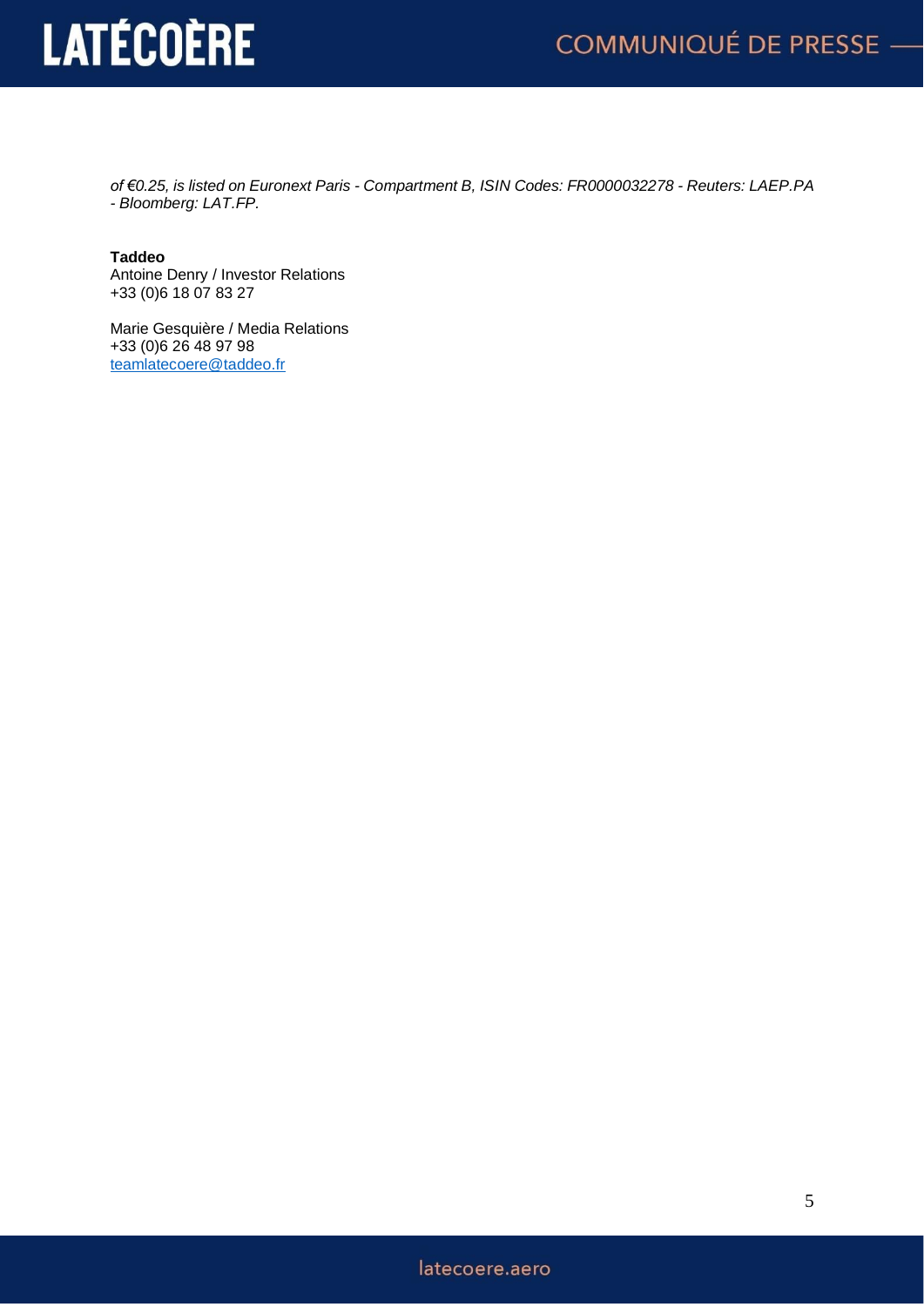*of €0.25, is listed on Euronext Paris - Compartment B, ISIN Codes: FR0000032278 - Reuters: LAEP.PA - Bloomberg: LAT.FP.*

**Taddeo**
Antoine Denry / Investor Relations
+33 (0)6 18 07 83 27

Marie Gesquière / Media Relations
+33 (0)6 26 48 97 98
teamlatecoere@taddeo.fr